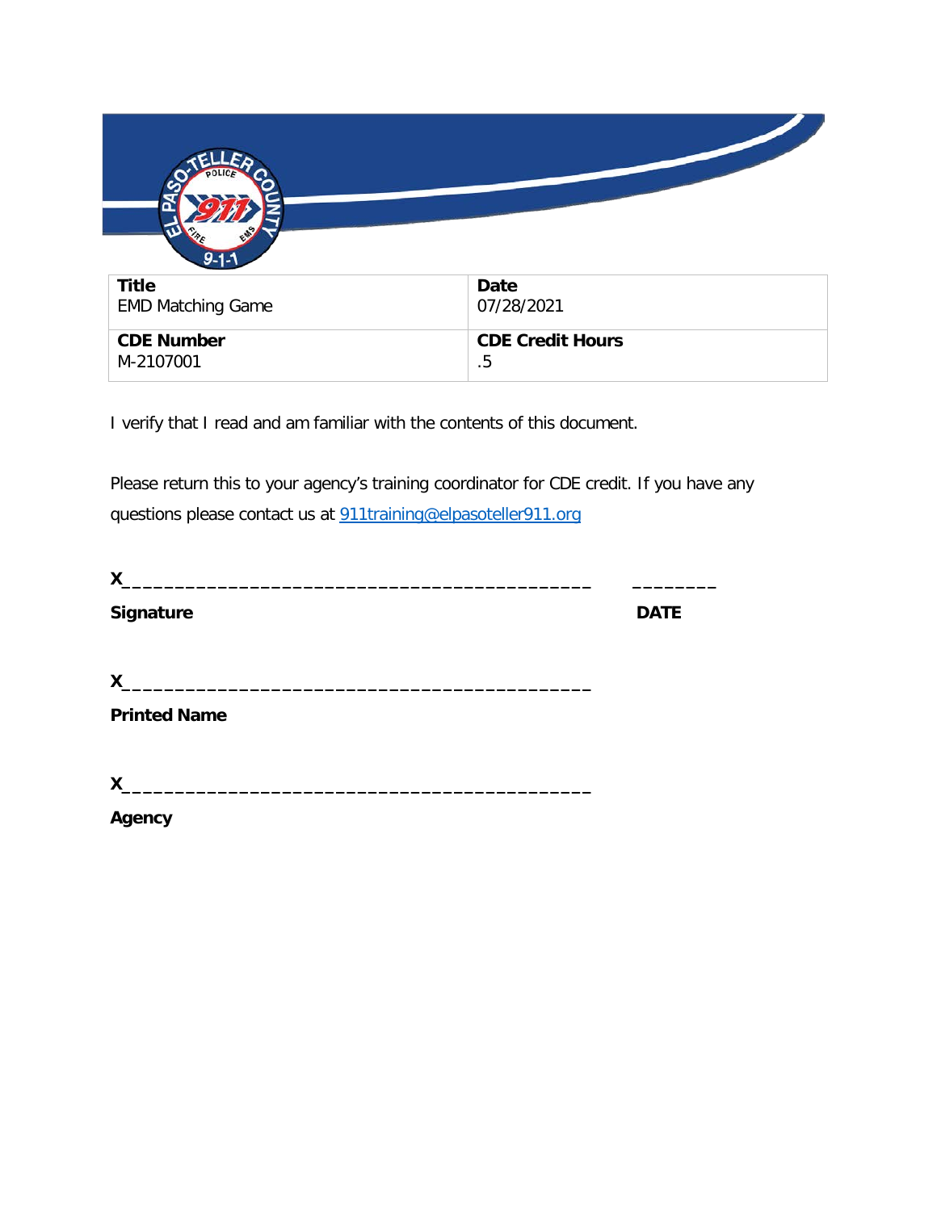| **Title**<br>EMD Matching Game | **Date**<br>07/28/2021 |
|---|---|
| **CDE Number**<br>M-2107001 | **CDE Credit Hours**<br>.5 |

I verify that I read and am familiar with the contents of this document.

Please return this to your agency's training coordinator for CDE credit. If you have any questions please contact us at [911training@elpasoteller911.org](mailto:911training@elpasoteller911.org)

**X**__________________________________________ ________

**Signature** **DATE**

**X**__________________________________________

**Printed Name**

**X**__________________________________________

**Agency**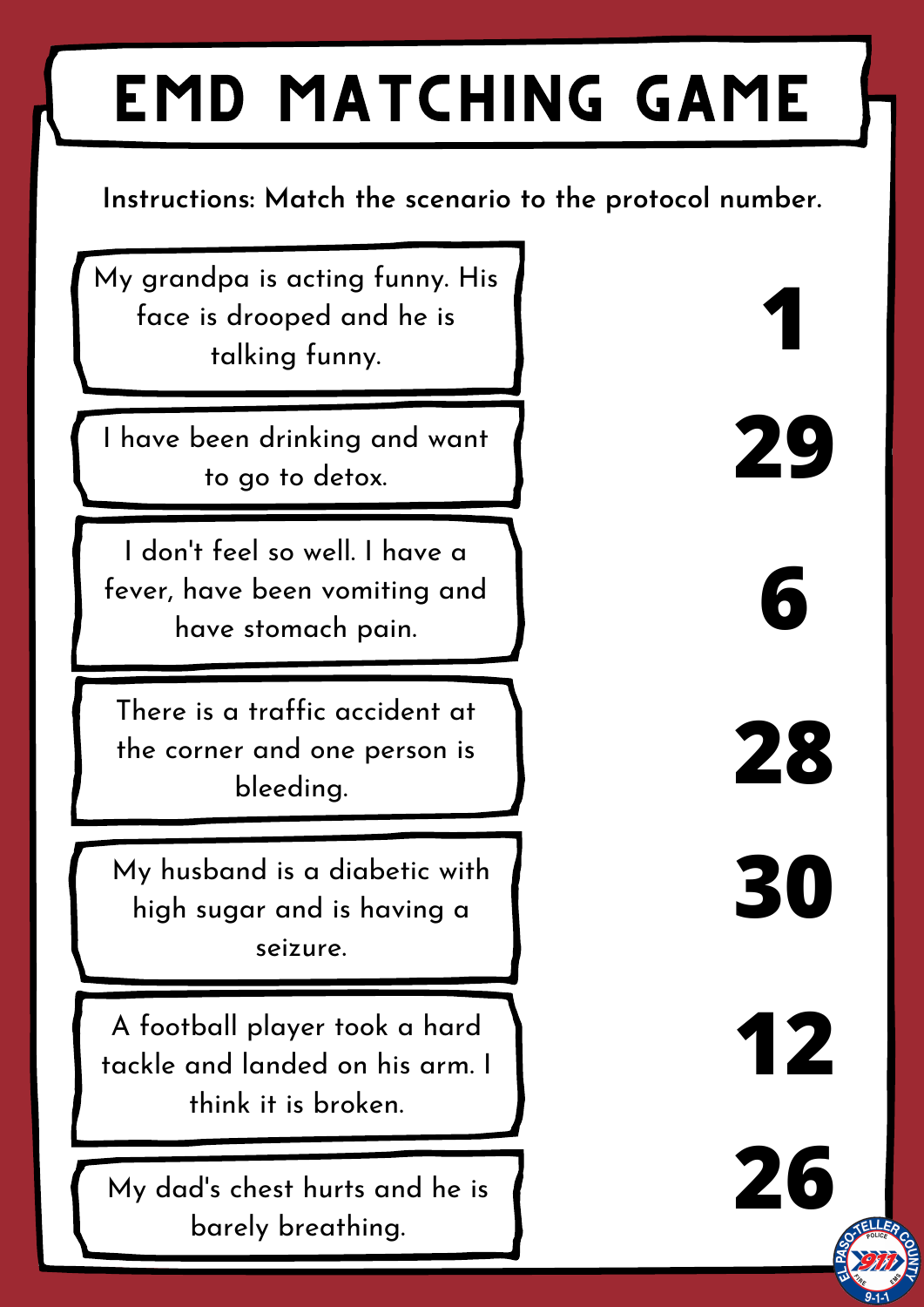# EMD MATCHING GAME

**Instructions: Match the scenario to the protocol number.**

| Scenario | Protocol Number |
|---|---|
| My grandpa is acting funny. His face is drooped and he is talking funny. | **1** |
| I have been drinking and want to go to detox. | **29** |
| I don't feel so well. I have a fever, have been vomiting and have stomach pain. | **6** |
| There is a traffic accident at the corner and one person is bleeding. | **28** |
| My husband is a diabetic with high sugar and is having a seizure. | **30** |
| A football player took a hard tackle and landed on his arm. I think it is broken. | **12** |
| My dad's chest hurts and he is barely breathing. | **26** |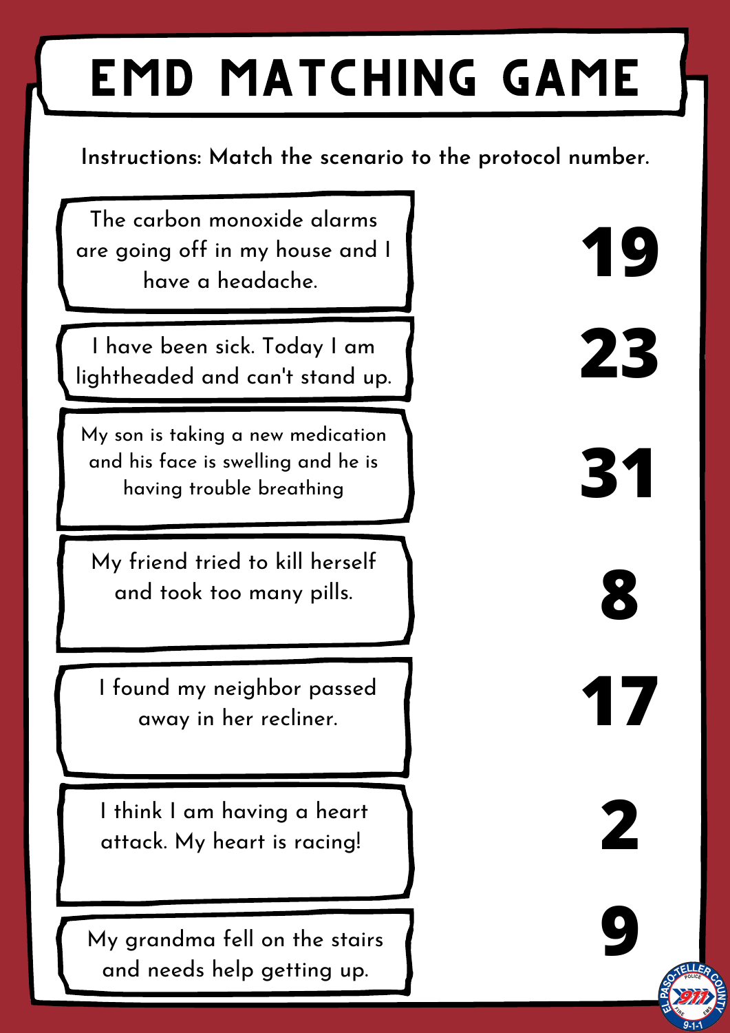# EMD MATCHING GAME

**Instructions: Match the scenario to the protocol number.**

| | |
|---|---|
| The carbon monoxide alarms are going off in my house and I have a headache. | **19** |
| I have been sick. Today I am lightheaded and can't stand up. | **23** |
| My son is taking a new medication and his face is swelling and he is having trouble breathing | **31** |
| My friend tried to kill herself and took too many pills. | **8** |
| I found my neighbor passed away in her recliner. | **17** |
| I think I am having a heart attack. My heart is racing! | **2** |
| My grandma fell on the stairs and needs help getting up. | **9** |